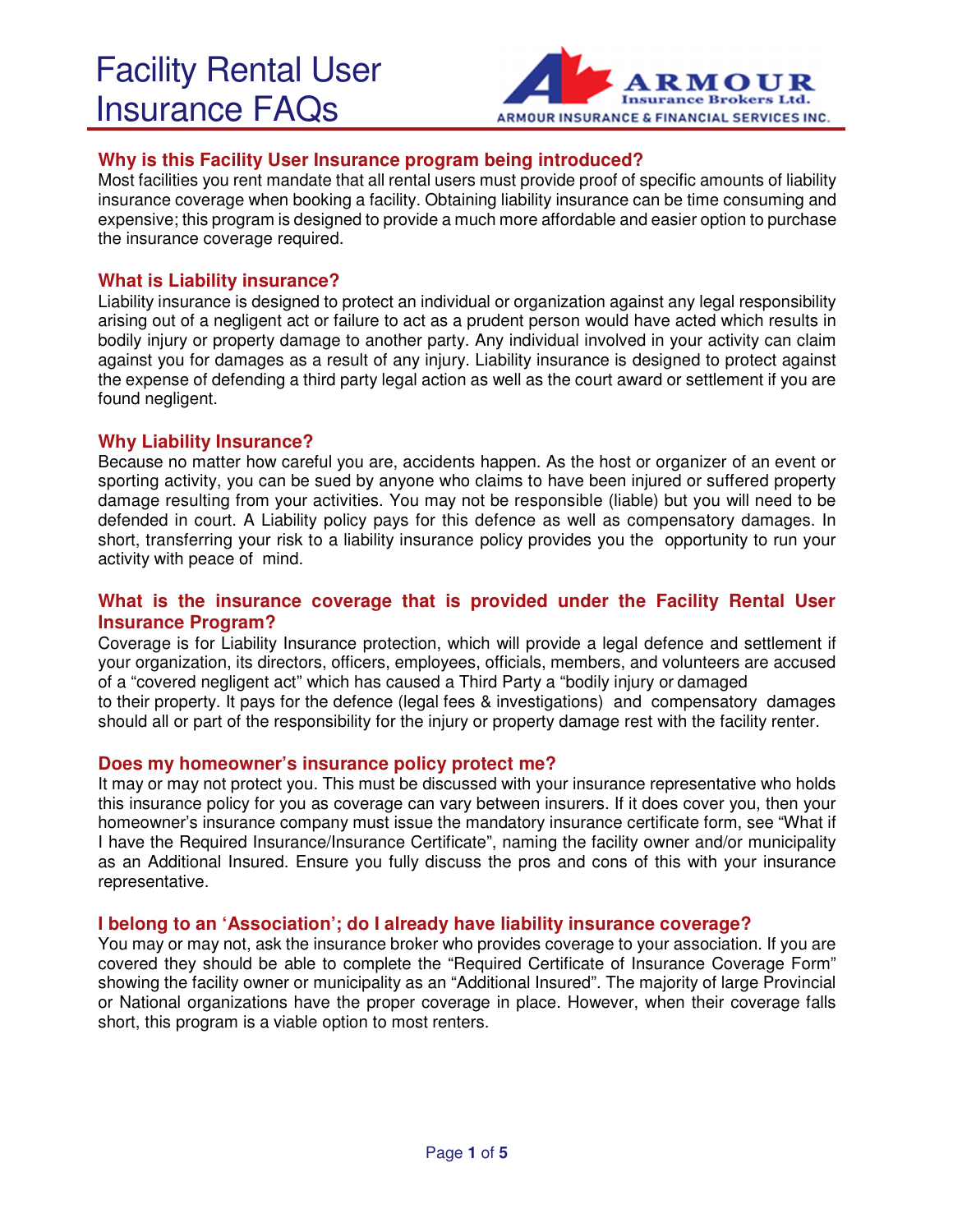# Facility Rental User Insurance FAQs

ARMOUR Insurance Brokers Ltd.
ARMOUR INSURANCE & FINANCIAL SERVICES INC.

## Why is this Facility User Insurance program being introduced?

Most facilities you rent mandate that all rental users must provide proof of specific amounts of liability insurance coverage when booking a facility. Obtaining liability insurance can be time consuming and expensive; this program is designed to provide a much more affordable and easier option to purchase the insurance coverage required.

## What is Liability insurance?

Liability insurance is designed to protect an individual or organization against any legal responsibility arising out of a negligent act or failure to act as a prudent person would have acted which results in bodily injury or property damage to another party. Any individual involved in your activity can claim against you for damages as a result of any injury. Liability insurance is designed to protect against the expense of defending a third party legal action as well as the court award or settlement if you are found negligent.

## Why Liability Insurance?

Because no matter how careful you are, accidents happen. As the host or organizer of an event or sporting activity, you can be sued by anyone who claims to have been injured or suffered property damage resulting from your activities. You may not be responsible (liable) but you will need to be defended in court. A Liability policy pays for this defence as well as compensatory damages. In short, transferring your risk to a liability insurance policy provides you the opportunity to run your activity with peace of mind.

## What is the insurance coverage that is provided under the Facility Rental User Insurance Program?

Coverage is for Liability Insurance protection, which will provide a legal defence and settlement if your organization, its directors, officers, employees, officials, members, and volunteers are accused of a "covered negligent act" which has caused a Third Party a "bodily injury or damaged to their property. It pays for the defence (legal fees & investigations) and compensatory damages should all or part of the responsibility for the injury or property damage rest with the facility renter.

## Does my homeowner's insurance policy protect me?

It may or may not protect you. This must be discussed with your insurance representative who holds this insurance policy for you as coverage can vary between insurers. If it does cover you, then your homeowner's insurance company must issue the mandatory insurance certificate form, see "What if I have the Required Insurance/Insurance Certificate", naming the facility owner and/or municipality as an Additional Insured. Ensure you fully discuss the pros and cons of this with your insurance representative.

## I belong to an 'Association'; do I already have liability insurance coverage?

You may or may not, ask the insurance broker who provides coverage to your association. If you are covered they should be able to complete the "Required Certificate of Insurance Coverage Form" showing the facility owner or municipality as an "Additional Insured". The majority of large Provincial or National organizations have the proper coverage in place. However, when their coverage falls short, this program is a viable option to most renters.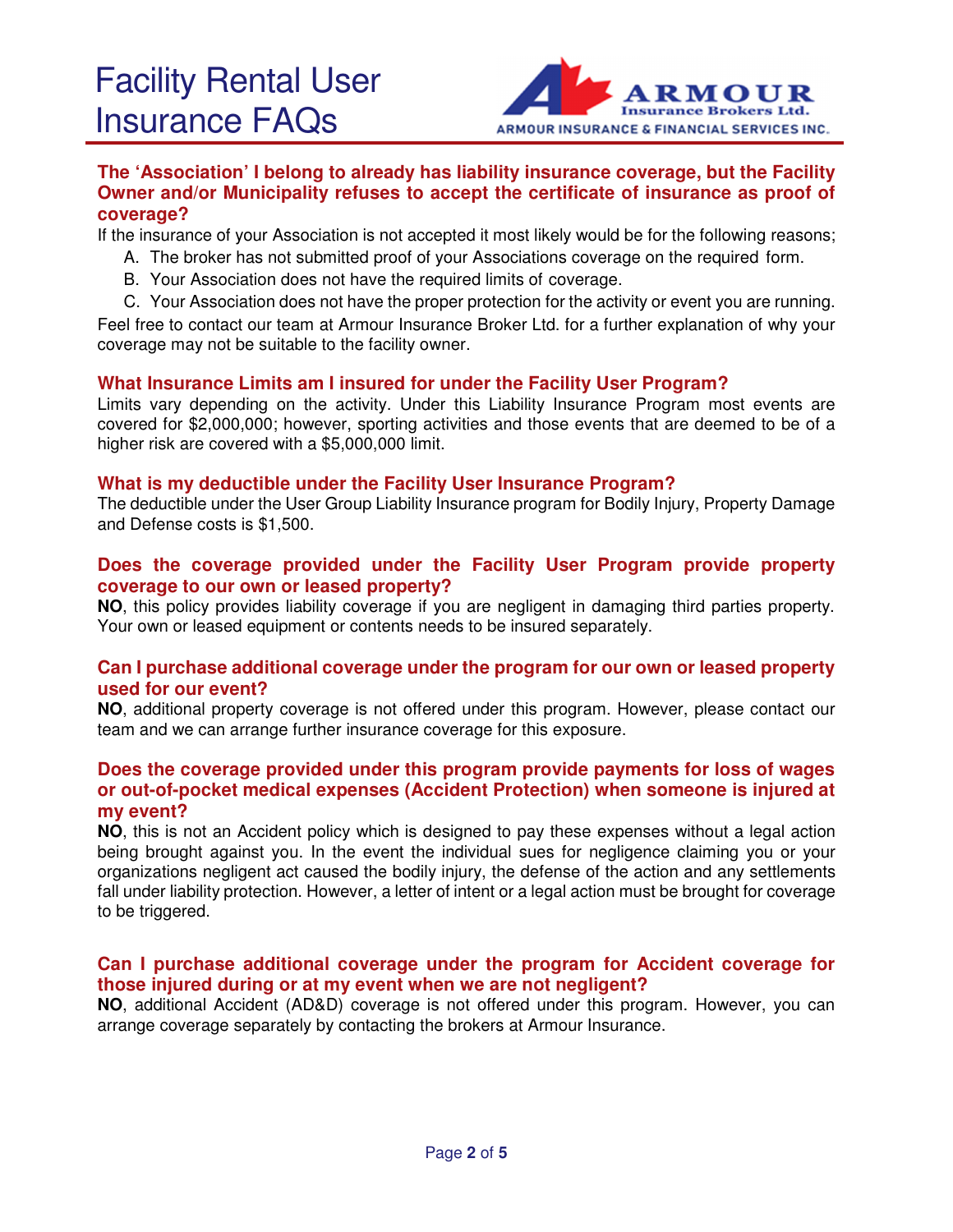# Facility Rental User Insurance FAQs

**ARMOUR Insurance Brokers Ltd.**
**ARMOUR INSURANCE & FINANCIAL SERVICES INC.**

### The 'Association' I belong to already has liability insurance coverage, but the Facility Owner and/or Municipality refuses to accept the certificate of insurance as proof of coverage?

If the insurance of your Association is not accepted it most likely would be for the following reasons;

A. The broker has not submitted proof of your Associations coverage on the required form.
B. Your Association does not have the required limits of coverage.
C. Your Association does not have the proper protection for the activity or event you are running.

Feel free to contact our team at Armour Insurance Broker Ltd. for a further explanation of why your coverage may not be suitable to the facility owner.

### What Insurance Limits am I insured for under the Facility User Program?

Limits vary depending on the activity. Under this Liability Insurance Program most events are covered for $2,000,000; however, sporting activities and those events that are deemed to be of a higher risk are covered with a $5,000,000 limit.

### What is my deductible under the Facility User Insurance Program?

The deductible under the User Group Liability Insurance program for Bodily Injury, Property Damage and Defense costs is $1,500.

### Does the coverage provided under the Facility User Program provide property coverage to our own or leased property?

**NO**, this policy provides liability coverage if you are negligent in damaging third parties property. Your own or leased equipment or contents needs to be insured separately.

### Can I purchase additional coverage under the program for our own or leased property used for our event?

**NO**, additional property coverage is not offered under this program. However, please contact our team and we can arrange further insurance coverage for this exposure.

### Does the coverage provided under this program provide payments for loss of wages or out-of-pocket medical expenses (Accident Protection) when someone is injured at my event?

**NO**, this is not an Accident policy which is designed to pay these expenses without a legal action being brought against you. In the event the individual sues for negligence claiming you or your organizations negligent act caused the bodily injury, the defense of the action and any settlements fall under liability protection. However, a letter of intent or a legal action must be brought for coverage to be triggered.

### Can I purchase additional coverage under the program for Accident coverage for those injured during or at my event when we are not negligent?

**NO**, additional Accident (AD&D) coverage is not offered under this program. However, you can arrange coverage separately by contacting the brokers at Armour Insurance.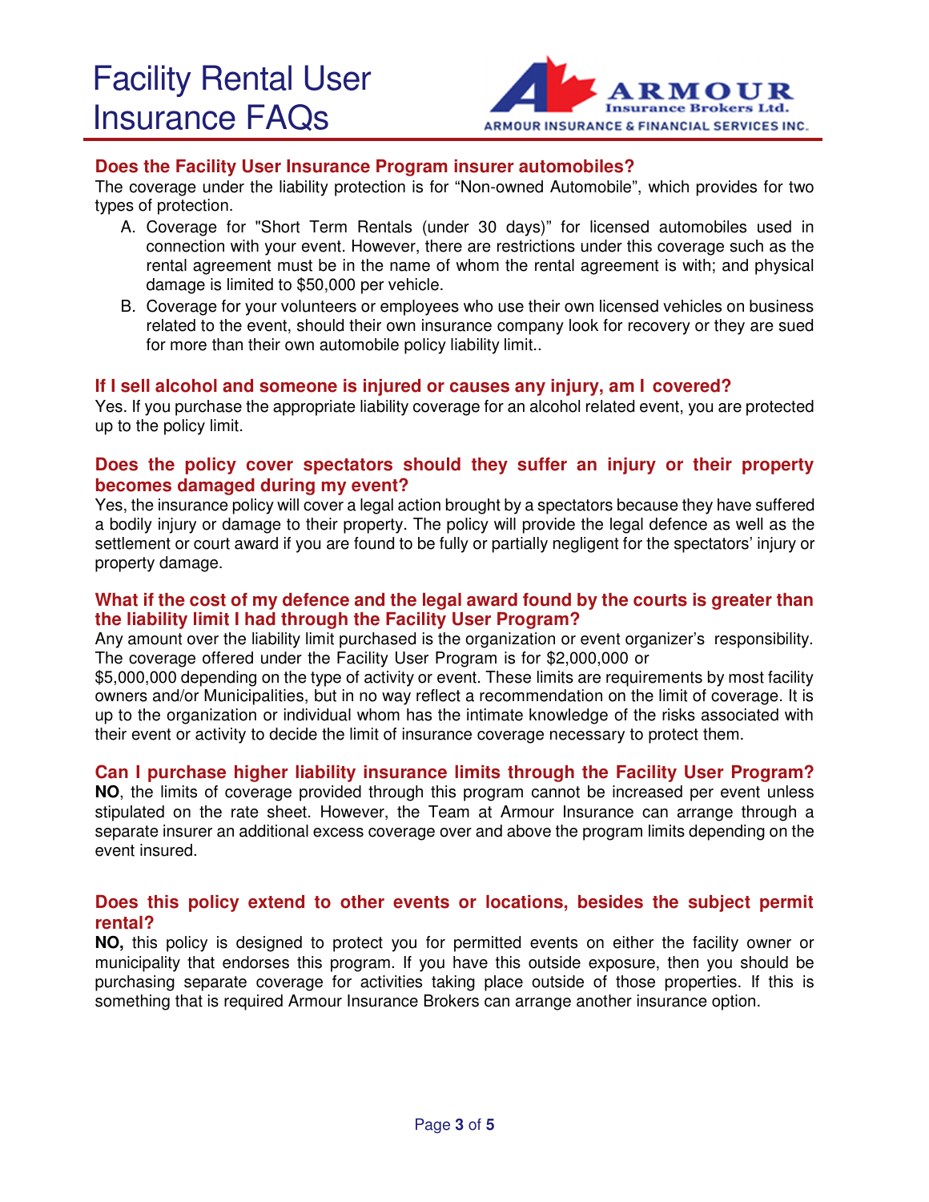# Facility Rental User Insurance FAQs

### Does the Facility User Insurance Program insurer automobiles?

The coverage under the liability protection is for "Non-owned Automobile", which provides for two types of protection.

A. Coverage for "Short Term Rentals (under 30 days)" for licensed automobiles used in connection with your event. However, there are restrictions under this coverage such as the rental agreement must be in the name of whom the rental agreement is with; and physical damage is limited to $50,000 per vehicle.
B. Coverage for your volunteers or employees who use their own licensed vehicles on business related to the event, should their own insurance company look for recovery or they are sued for more than their own automobile policy liability limit..

### If I sell alcohol and someone is injured or causes any injury, am I covered?

Yes. If you purchase the appropriate liability coverage for an alcohol related event, you are protected up to the policy limit.

### Does the policy cover spectators should they suffer an injury or their property becomes damaged during my event?

Yes, the insurance policy will cover a legal action brought by a spectators because they have suffered a bodily injury or damage to their property. The policy will provide the legal defence as well as the settlement or court award if you are found to be fully or partially negligent for the spectators' injury or property damage.

### What if the cost of my defence and the legal award found by the courts is greater than the liability limit I had through the Facility User Program?

Any amount over the liability limit purchased is the organization or event organizer's responsibility. The coverage offered under the Facility User Program is for $2,000,000 or $5,000,000 depending on the type of activity or event. These limits are requirements by most facility owners and/or Municipalities, but in no way reflect a recommendation on the limit of coverage. It is up to the organization or individual whom has the intimate knowledge of the risks associated with their event or activity to decide the limit of insurance coverage necessary to protect them.

### Can I purchase higher liability insurance limits through the Facility User Program?

**NO**, the limits of coverage provided through this program cannot be increased per event unless stipulated on the rate sheet. However, the Team at Armour Insurance can arrange through a separate insurer an additional excess coverage over and above the program limits depending on the event insured.

### Does this policy extend to other events or locations, besides the subject permit rental?

**NO,** this policy is designed to protect you for permitted events on either the facility owner or municipality that endorses this program. If you have this outside exposure, then you should be purchasing separate coverage for activities taking place outside of those properties. If this is something that is required Armour Insurance Brokers can arrange another insurance option.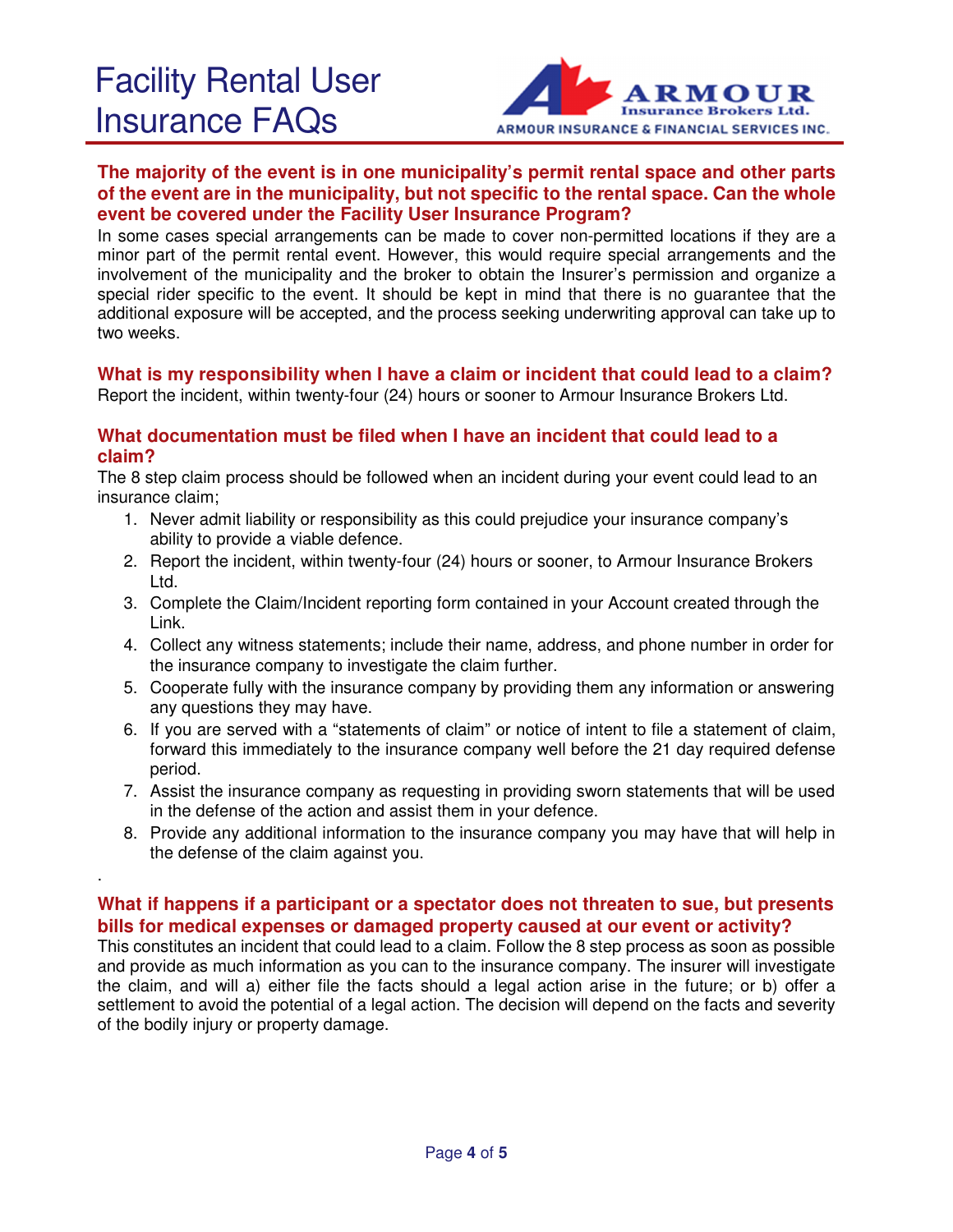# Facility Rental User Insurance FAQs

### The majority of the event is in one municipality's permit rental space and other parts of the event are in the municipality, but not specific to the rental space. Can the whole event be covered under the Facility User Insurance Program?

In some cases special arrangements can be made to cover non-permitted locations if they are a minor part of the permit rental event. However, this would require special arrangements and the involvement of the municipality and the broker to obtain the Insurer's permission and organize a special rider specific to the event. It should be kept in mind that there is no guarantee that the additional exposure will be accepted, and the process seeking underwriting approval can take up to two weeks.

### What is my responsibility when I have a claim or incident that could lead to a claim?

Report the incident, within twenty-four (24) hours or sooner to Armour Insurance Brokers Ltd.

### What documentation must be filed when I have an incident that could lead to a claim?

The 8 step claim process should be followed when an incident during your event could lead to an insurance claim;

1. Never admit liability or responsibility as this could prejudice your insurance company's ability to provide a viable defence.
2. Report the incident, within twenty-four (24) hours or sooner, to Armour Insurance Brokers Ltd.
3. Complete the Claim/Incident reporting form contained in your Account created through the Link.
4. Collect any witness statements; include their name, address, and phone number in order for the insurance company to investigate the claim further.
5. Cooperate fully with the insurance company by providing them any information or answering any questions they may have.
6. If you are served with a "statements of claim" or notice of intent to file a statement of claim, forward this immediately to the insurance company well before the 21 day required defense period.
7. Assist the insurance company as requesting in providing sworn statements that will be used in the defense of the action and assist them in your defence.
8. Provide any additional information to the insurance company you may have that will help in the defense of the claim against you.

.

### What if happens if a participant or a spectator does not threaten to sue, but presents bills for medical expenses or damaged property caused at our event or activity?

This constitutes an incident that could lead to a claim. Follow the 8 step process as soon as possible and provide as much information as you can to the insurance company. The insurer will investigate the claim, and will a) either file the facts should a legal action arise in the future; or b) offer a settlement to avoid the potential of a legal action. The decision will depend on the facts and severity of the bodily injury or property damage.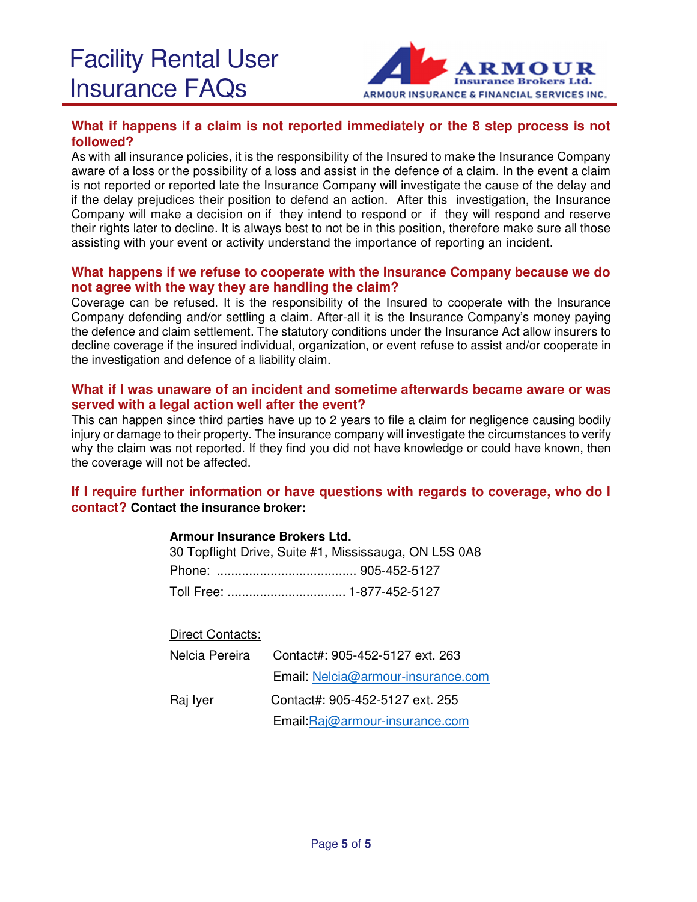### What if happens if a claim is not reported immediately or the 8 step process is not followed?

As with all insurance policies, it is the responsibility of the Insured to make the Insurance Company aware of a loss or the possibility of a loss and assist in the defence of a claim. In the event a claim is not reported or reported late the Insurance Company will investigate the cause of the delay and if the delay prejudices their position to defend an action. After this investigation, the Insurance Company will make a decision on if they intend to respond or if they will respond and reserve their rights later to decline. It is always best to not be in this position, therefore make sure all those assisting with your event or activity understand the importance of reporting an incident.

### What happens if we refuse to cooperate with the Insurance Company because we do not agree with the way they are handling the claim?

Coverage can be refused. It is the responsibility of the Insured to cooperate with the Insurance Company defending and/or settling a claim. After-all it is the Insurance Company's money paying the defence and claim settlement. The statutory conditions under the Insurance Act allow insurers to decline coverage if the insured individual, organization, or event refuse to assist and/or cooperate in the investigation and defence of a liability claim.

### What if I was unaware of an incident and sometime afterwards became aware or was served with a legal action well after the event?

This can happen since third parties have up to 2 years to file a claim for negligence causing bodily injury or damage to their property. The insurance company will investigate the circumstances to verify why the claim was not reported. If they find you did not have knowledge or could have known, then the coverage will not be affected.

### If I require further information or have questions with regards to coverage, who do I contact? **Contact the insurance broker:**

**Armour Insurance Brokers Ltd.**
30 Topflight Drive, Suite #1, Mississauga, ON L5S 0A8
Phone: ....................................... 905-452-5127
Toll Free: ................................ 1-877-452-5127

Direct Contacts:

| | |
|---|---|
| Nelcia Pereira | Contact#: 905-452-5127 ext. 263 |
| | Email: Nelcia@armour-insurance.com |
| Raj Iyer | Contact#: 905-452-5127 ext. 255 |
| | Email:Raj@armour-insurance.com |